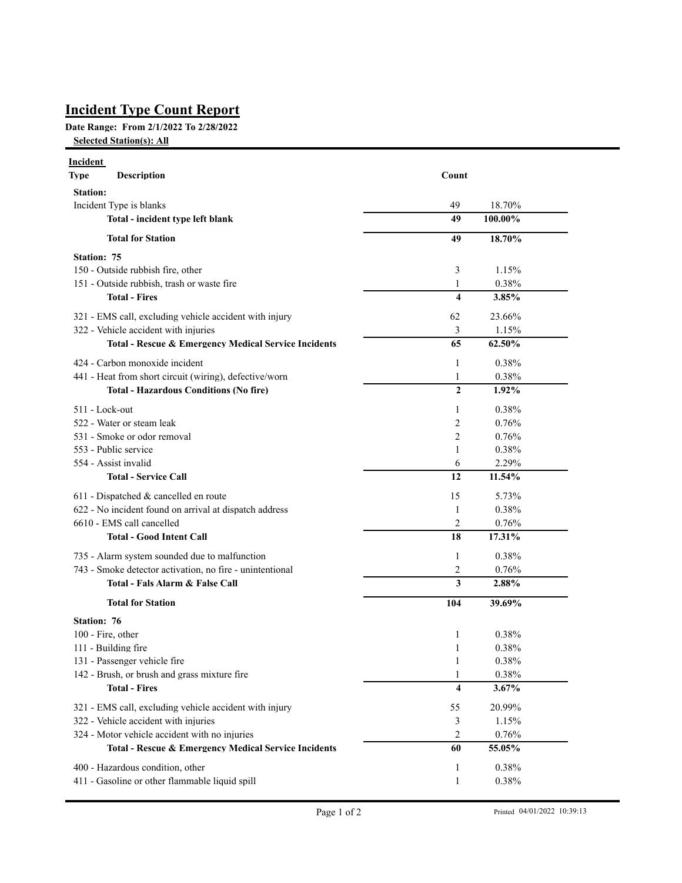# Incident Type Count Report

**Date Range: From 2/1/2022 To 2/28/2022**

**Selected Station(s): All**

| Incident Type Description | Count | |
|---|---|---|
| **Station:** | | |
| Incident Type is blanks | 49 | 18.70% |
| **Total - incident type left blank** | **49** | **100.00%** |
| **Total for Station** | **49** | **18.70%** |
| **Station: 75** | | |
| 150 - Outside rubbish fire, other | 3 | 1.15% |
| 151 - Outside rubbish, trash or waste fire | 1 | 0.38% |
| **Total - Fires** | **4** | **3.85%** |
| 321 - EMS call, excluding vehicle accident with injury | 62 | 23.66% |
| 322 - Vehicle accident with injuries | 3 | 1.15% |
| **Total - Rescue & Emergency Medical Service Incidents** | **65** | **62.50%** |
| 424 - Carbon monoxide incident | 1 | 0.38% |
| 441 - Heat from short circuit (wiring), defective/worn | 1 | 0.38% |
| **Total - Hazardous Conditions (No fire)** | **2** | **1.92%** |
| 511 - Lock-out | 1 | 0.38% |
| 522 - Water or steam leak | 2 | 0.76% |
| 531 - Smoke or odor removal | 2 | 0.76% |
| 553 - Public service | 1 | 0.38% |
| 554 - Assist invalid | 6 | 2.29% |
| **Total - Service Call** | **12** | **11.54%** |
| 611 - Dispatched & cancelled en route | 15 | 5.73% |
| 622 - No incident found on arrival at dispatch address | 1 | 0.38% |
| 6610 - EMS call cancelled | 2 | 0.76% |
| **Total - Good Intent Call** | **18** | **17.31%** |
| 735 - Alarm system sounded due to malfunction | 1 | 0.38% |
| 743 - Smoke detector activation, no fire - unintentional | 2 | 0.76% |
| **Total - Fals Alarm & False Call** | **3** | **2.88%** |
| **Total for Station** | **104** | **39.69%** |
| **Station: 76** | | |
| 100 - Fire, other | 1 | 0.38% |
| 111 - Building fire | 1 | 0.38% |
| 131 - Passenger vehicle fire | 1 | 0.38% |
| 142 - Brush, or brush and grass mixture fire | 1 | 0.38% |
| **Total - Fires** | **4** | **3.67%** |
| 321 - EMS call, excluding vehicle accident with injury | 55 | 20.99% |
| 322 - Vehicle accident with injuries | 3 | 1.15% |
| 324 - Motor vehicle accident with no injuries | 2 | 0.76% |
| **Total - Rescue & Emergency Medical Service Incidents** | **60** | **55.05%** |
| 400 - Hazardous condition, other | 1 | 0.38% |
| 411 - Gasoline or other flammable liquid spill | 1 | 0.38% |

Printed 04/01/2022 10:39:13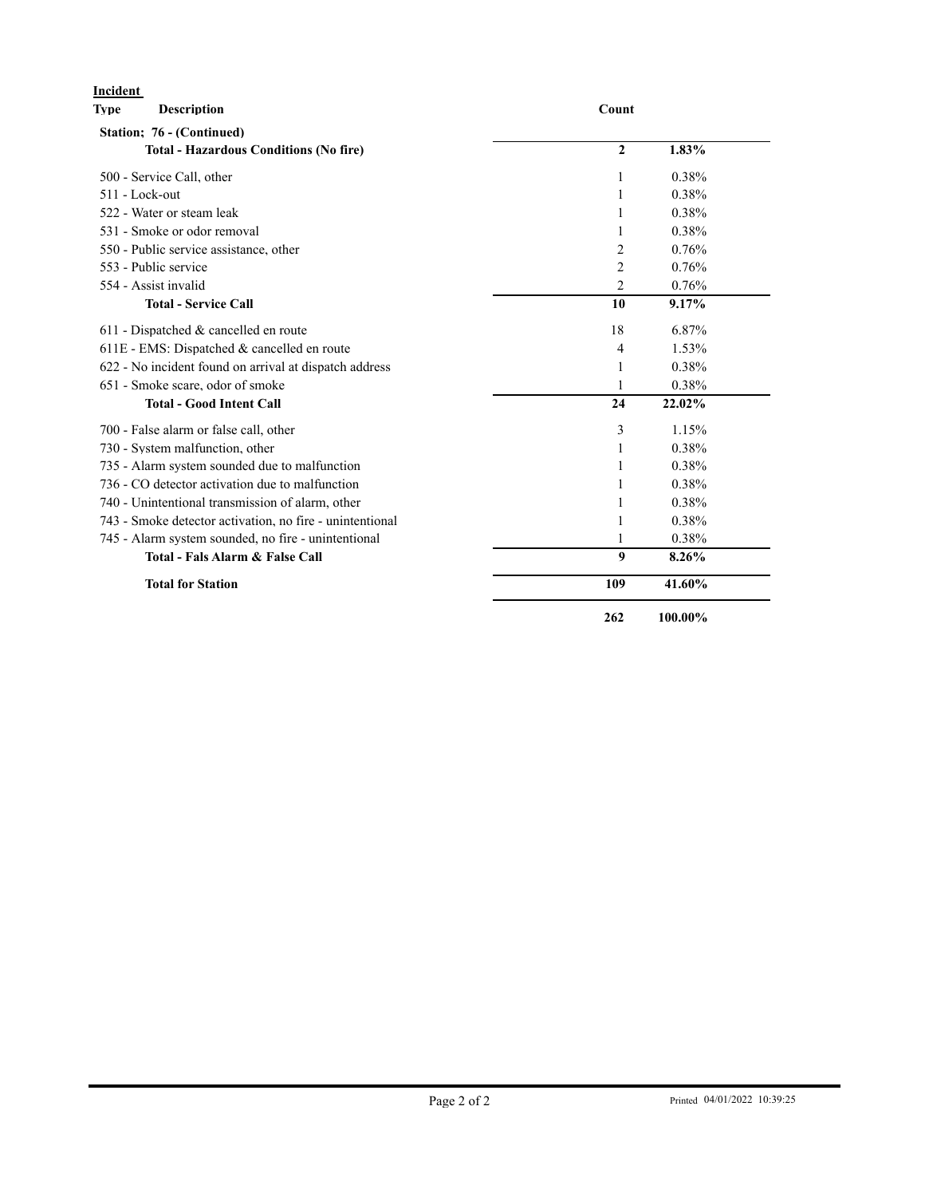| Incident Type | Description | Count | |
|---|---|---|---|
| | **Station; 76 - (Continued)** | | |
| | **Total - Hazardous Conditions (No fire)** | **2** | **1.83%** |
| 500 - Service Call, other | | 1 | 0.38% |
| 511 - Lock-out | | 1 | 0.38% |
| 522 - Water or steam leak | | 1 | 0.38% |
| 531 - Smoke or odor removal | | 1 | 0.38% |
| 550 - Public service assistance, other | | 2 | 0.76% |
| 553 - Public service | | 2 | 0.76% |
| 554 - Assist invalid | | 2 | 0.76% |
| | **Total - Service Call** | **10** | **9.17%** |
| 611 - Dispatched & cancelled en route | | 18 | 6.87% |
| 611E - EMS: Dispatched & cancelled en route | | 4 | 1.53% |
| 622 - No incident found on arrival at dispatch address | | 1 | 0.38% |
| 651 - Smoke scare, odor of smoke | | 1 | 0.38% |
| | **Total - Good Intent Call** | **24** | **22.02%** |
| 700 - False alarm or false call, other | | 3 | 1.15% |
| 730 - System malfunction, other | | 1 | 0.38% |
| 735 - Alarm system sounded due to malfunction | | 1 | 0.38% |
| 736 - CO detector activation due to malfunction | | 1 | 0.38% |
| 740 - Unintentional transmission of alarm, other | | 1 | 0.38% |
| 743 - Smoke detector activation, no fire - unintentional | | 1 | 0.38% |
| 745 - Alarm system sounded, no fire - unintentional | | 1 | 0.38% |
| | **Total - Fals Alarm & False Call** | **9** | **8.26%** |
| | **Total for Station** | **109** | **41.60%** |
| | | **262** | **100.00%** |

Printed 04/01/2022 10:39:25